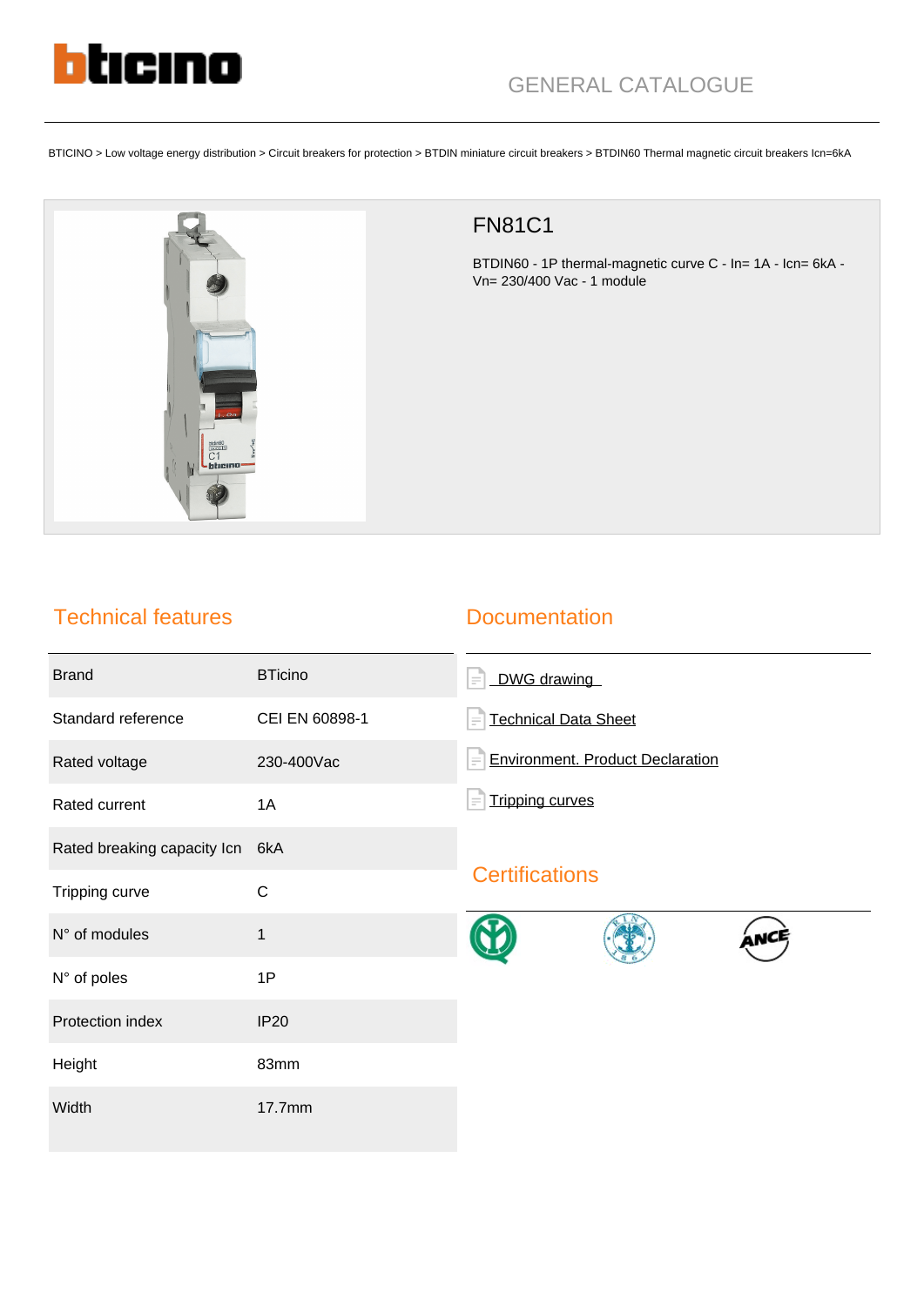GENERAL CATALOGUE

BTICINO > Low voltage energy distribution > Circuit breakers for protection > BTDIN miniature circuit breakers > BTDIN60 Thermal magnetic circuit breakers Icn=6kA

# FN81C1

BTDIN60 - 1P thermal-magnetic curve C - In= 1A - Icn= 6kA - Vn= 230/400 Vac - 1 module

## Technical features

| | |
|---|---|
| Brand | BTicino |
| Standard reference | CEI EN 60898-1 |
| Rated voltage | 230-400Vac |
| Rated current | 1A |
| Rated breaking capacity Icn | 6kA |
| Tripping curve | C |
| N° of modules | 1 |
| N° of poles | 1P |
| Protection index | IP20 |
| Height | 83mm |
| Width | 17.7mm |

## Documentation

- DWG drawing
- Technical Data Sheet
- Environment. Product Declaration
- Tripping curves

## Certifications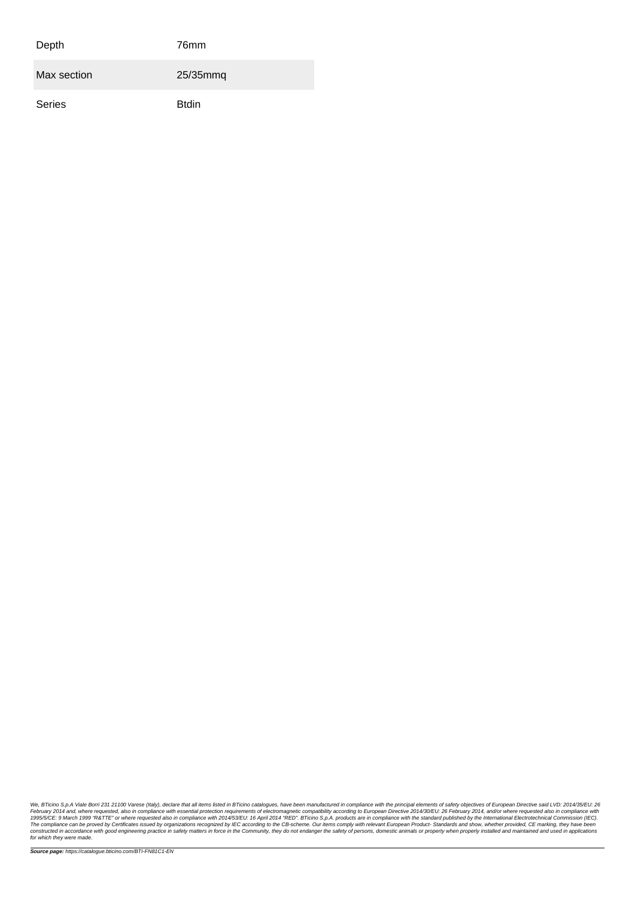| | |
|---|---|
| Depth | 76mm |
| Max section | 25/35mmq |
| Series | Btdin |

*We, BTicino S.p.A Viale Borri 231 21100 Varese (Italy), declare that all items listed in BTicino catalogues, have been manufactured in compliance with the principal elements of safety objectives of European Directive said LVD: 2014/35/EU: 26 February 2014 and, where requested, also in compliance with essential protection requirements of electromagnetic compatibility according to European Directive 2014/30/EU: 26 February 2014, and/or where requested also in compliance with 1995/5/CE: 9 March 1999 "R&TTE" or where requested also in compliance with 2014/53/EU: 16 April 2014 "RED". BTicino S.p.A. products are in compliance with the standard published by the International Electrotechnical Commission (IEC). The compliance can be proved by Certificates issued by organizations recognized by IEC according to the CB-scheme. Our items comply with relevant European Product- Standards and show, whether provided, CE marking, they have been constructed in accordance with good engineering practice in safety matters in force in the Community, they do not endanger the safety of persons, domestic animals or property when properly installed and maintained and used in applications for which they were made.*

**Source page:** *https://catalogue.bticino.com/BTI-FN81C1-EN*